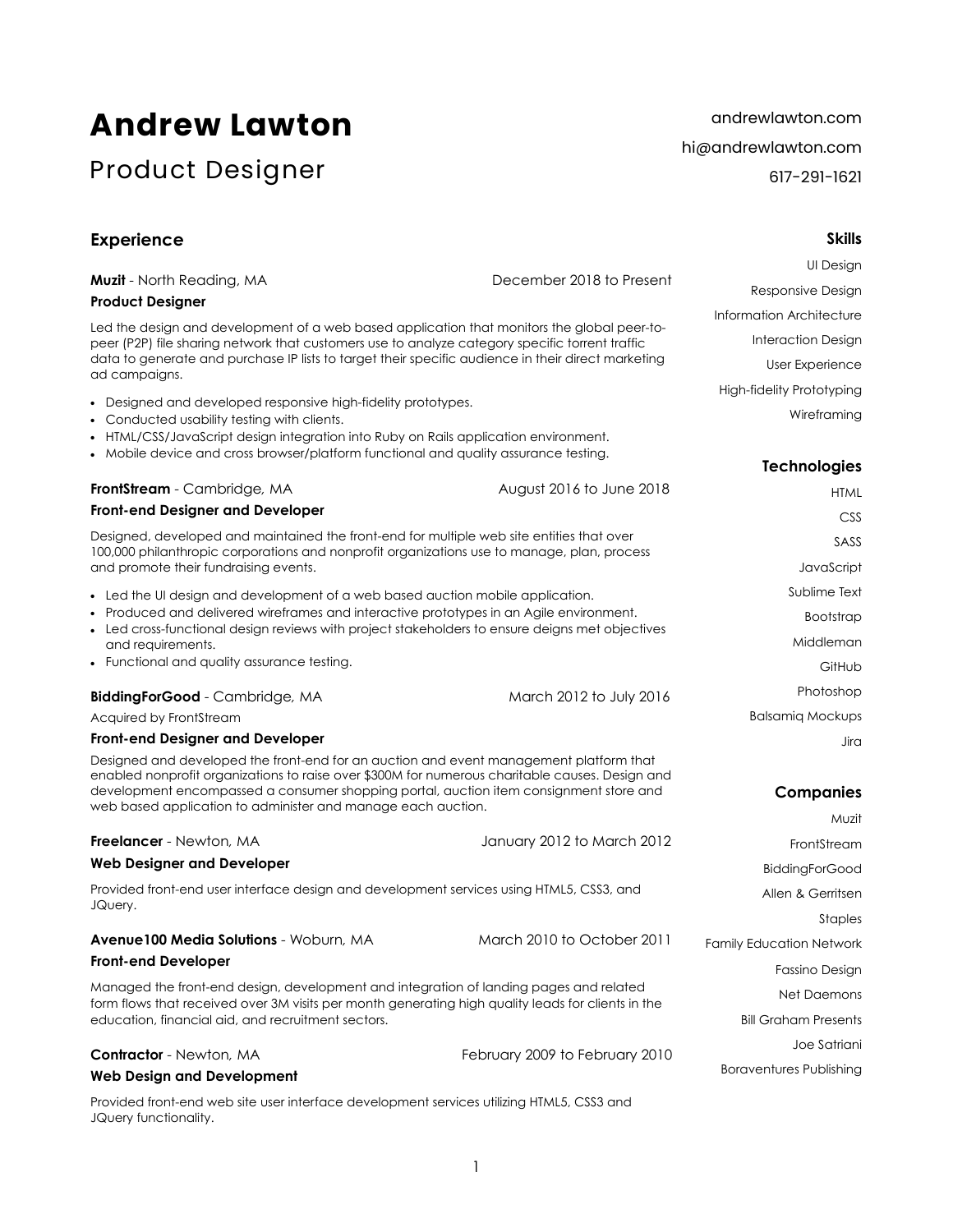# Andrew Lawton

## Product Designer

andrewlawton.com
hi@andrewlawton.com
617-291-1621

## Experience

**Muzit** - North Reading, MA — December 2018 to Present

**Product Designer**

Led the design and development of a web based application that monitors the global peer-to-peer (P2P) file sharing network that customers use to analyze category specific torrent traffic data to generate and purchase IP lists to target their specific audience in their direct marketing ad campaigns.

- Designed and developed responsive high-fidelity prototypes.
- Conducted usability testing with clients.
- HTML/CSS/JavaScript design integration into Ruby on Rails application environment.
- Mobile device and cross browser/platform functional and quality assurance testing.

**FrontStream** - Cambridge, MA — August 2016 to June 2018

**Front-end Designer and Developer**

Designed, developed and maintained the front-end for multiple web site entities that over 100,000 philanthropic corporations and nonprofit organizations use to manage, plan, process and promote their fundraising events.

- Led the UI design and development of a web based auction mobile application.
- Produced and delivered wireframes and interactive prototypes in an Agile environment.
- Led cross-functional design reviews with project stakeholders to ensure deigns met objectives and requirements.
- Functional and quality assurance testing.

**BiddingForGood** - Cambridge, MA — March 2012 to July 2016

Acquired by FrontStream

**Front-end Designer and Developer**

Designed and developed the front-end for an auction and event management platform that enabled nonprofit organizations to raise over $300M for numerous charitable causes. Design and development encompassed a consumer shopping portal, auction item consignment store and web based application to administer and manage each auction.

**Freelancer** - Newton, MA — January 2012 to March 2012

**Web Designer and Developer**

Provided front-end user interface design and development services using HTML5, CSS3, and JQuery.

**Avenue100 Media Solutions** - Woburn, MA — March 2010 to October 2011

**Front-end Developer**

Managed the front-end design, development and integration of landing pages and related form flows that received over 3M visits per month generating high quality leads for clients in the education, financial aid, and recruitment sectors.

**Contractor** - Newton, MA — February 2009 to February 2010

**Web Design and Development**

Provided front-end web site user interface development services utilizing HTML5, CSS3 and JQuery functionality.

## Skills

UI Design
Responsive Design
Information Architecture
Interaction Design
User Experience
High-fidelity Prototyping
Wireframing

## Technologies

HTML
CSS
SASS
JavaScript
Sublime Text
Bootstrap
Middleman
GitHub
Photoshop
Balsamiq Mockups
Jira

## Companies

Muzit
FrontStream
BiddingForGood
Allen & Gerritsen
Staples
Family Education Network
Fassino Design
Net Daemons
Bill Graham Presents
Joe Satriani
Boraventures Publishing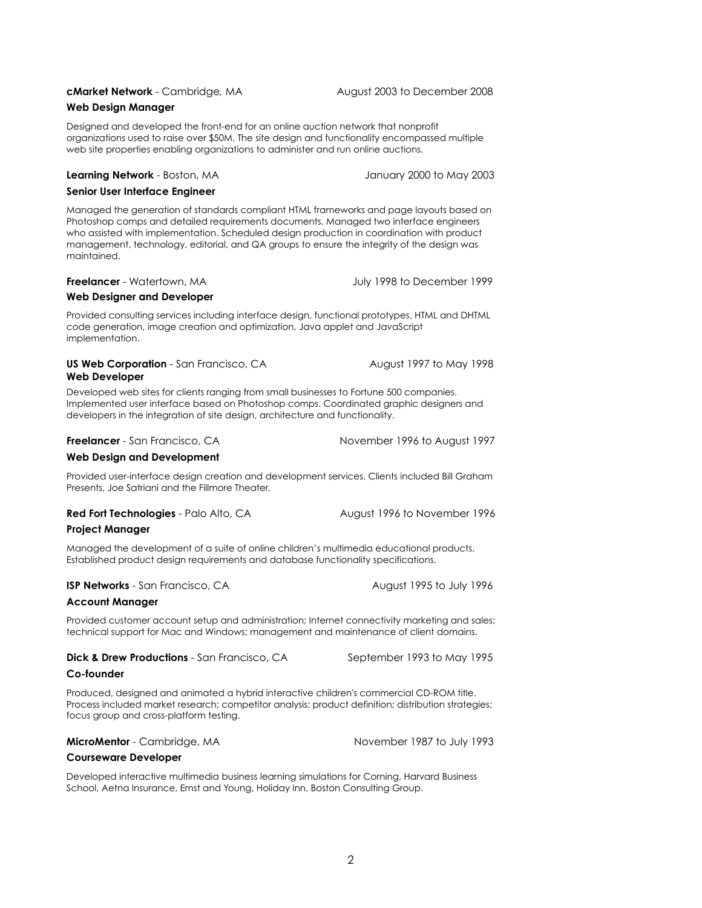**cMarket Network** - Cambridge, MA August 2003 to December 2008

**Web Design Manager**

Designed and developed the front-end for an online auction network that nonprofit organizations used to raise over $50M. The site design and functionality encompassed multiple web site properties enabling organizations to administer and run online auctions.

**Learning Network** - Boston, MA January 2000 to May 2003

**Senior User Interface Engineer**

Managed the generation of standards compliant HTML frameworks and page layouts based on Photoshop comps and detailed requirements documents. Managed two interface engineers who assisted with implementation. Scheduled design production in coordination with product management, technology, editorial, and QA groups to ensure the integrity of the design was maintained.

**Freelancer** - Watertown, MA July 1998 to December 1999

**Web Designer and Developer**

Provided consulting services including interface design, functional prototypes, HTML and DHTML code generation, image creation and optimization, Java applet and JavaScript implementation.

**US Web Corporation** - San Francisco, CA August 1997 to May 1998

**Web Developer**

Developed web sites for clients ranging from small businesses to Fortune 500 companies. Implemented user interface based on Photoshop comps. Coordinated graphic designers and developers in the integration of site design, architecture and functionality.

**Freelancer** - San Francisco, CA November 1996 to August 1997

**Web Design and Development**

Provided user-interface design creation and development services. Clients included Bill Graham Presents, Joe Satriani and the Fillmore Theater.

**Red Fort Technologies** - Palo Alto, CA August 1996 to November 1996

**Project Manager**

Managed the development of a suite of online children's multimedia educational products. Established product design requirements and database functionality specifications.

**ISP Networks** - San Francisco, CA August 1995 to July 1996

**Account Manager**

Provided customer account setup and administration; Internet connectivity marketing and sales; technical support for Mac and Windows; management and maintenance of client domains.

**Dick & Drew Productions** - San Francisco, CA September 1993 to May 1995

**Co-founder**

Produced, designed and animated a hybrid interactive children's commercial CD-ROM title. Process included market research; competitor analysis; product definition; distribution strategies; focus group and cross-platform testing.

**MicroMentor** - Cambridge, MA November 1987 to July 1993

**Courseware Developer**

Developed interactive multimedia business learning simulations for Corning, Harvard Business School, Aetna Insurance, Ernst and Young, Holiday Inn, Boston Consulting Group.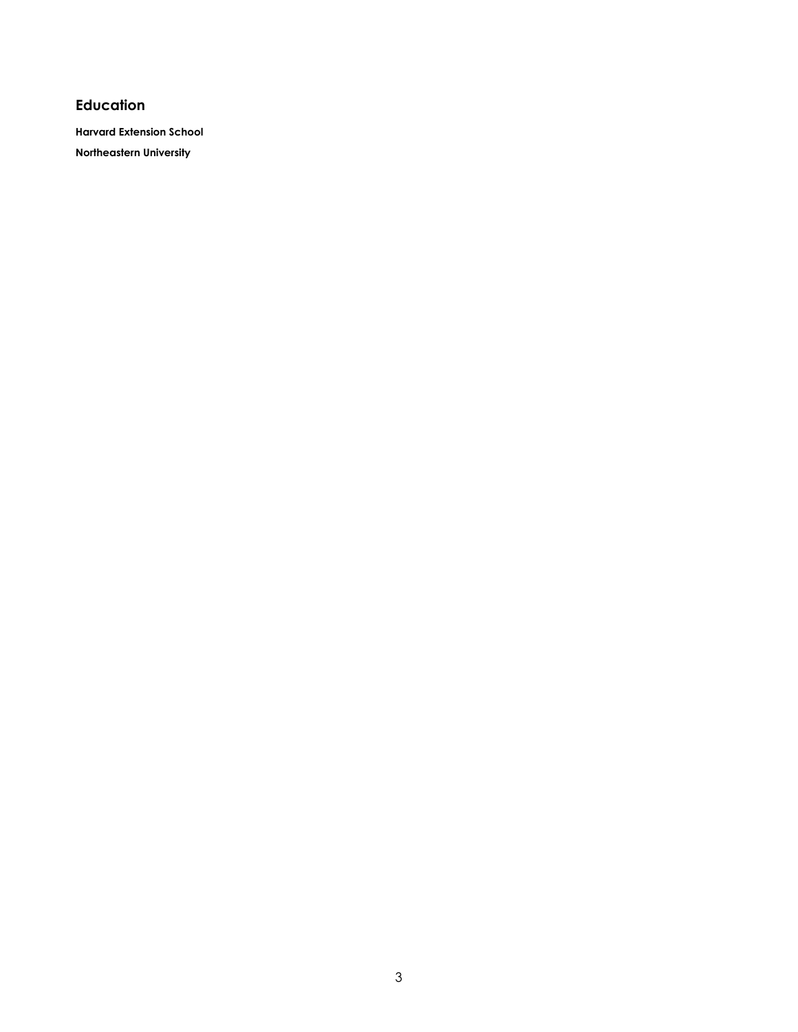## Education

**Harvard Extension School**

**Northeastern University**